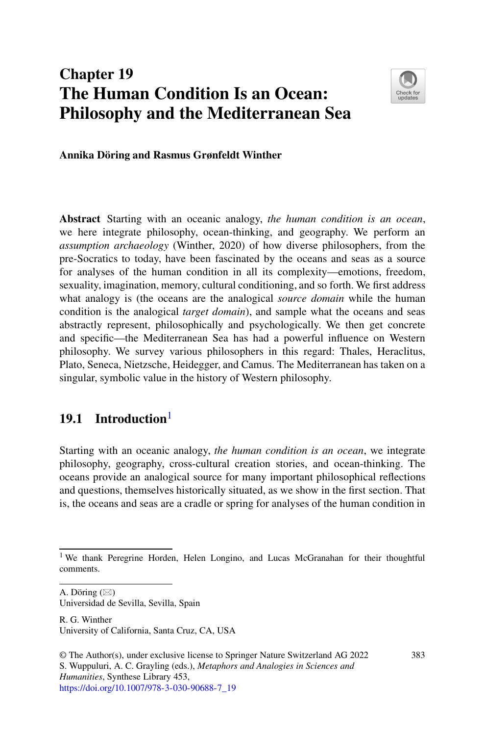# Chapter 19
# The Human Condition Is an Ocean: Philosophy and the Mediterranean Sea

**Annika Döring and Rasmus Grønfeldt Winther**

**Abstract** Starting with an oceanic analogy, *the human condition is an ocean*, we here integrate philosophy, ocean-thinking, and geography. We perform an *assumption archaeology* (Winther, 2020) of how diverse philosophers, from the pre-Socratics to today, have been fascinated by the oceans and seas as a source for analyses of the human condition in all its complexity—emotions, freedom, sexuality, imagination, memory, cultural conditioning, and so forth. We first address what analogy is (the oceans are the analogical *source domain* while the human condition is the analogical *target domain*), and sample what the oceans and seas abstractly represent, philosophically and psychologically. We then get concrete and specific—the Mediterranean Sea has had a powerful influence on Western philosophy. We survey various philosophers in this regard: Thales, Heraclitus, Plato, Seneca, Nietzsche, Heidegger, and Camus. The Mediterranean has taken on a singular, symbolic value in the history of Western philosophy.

## 19.1 Introduction[1]

Starting with an oceanic analogy, *the human condition is an ocean*, we integrate philosophy, geography, cross-cultural creation stories, and ocean-thinking. The oceans provide an analogical source for many important philosophical reflections and questions, themselves historically situated, as we show in the first section. That is, the oceans and seas are a cradle or spring for analyses of the human condition in

---

[1] We thank Peregrine Horden, Helen Longino, and Lucas McGranahan for their thoughtful comments.

A. Döring (✉)
Universidad de Sevilla, Sevilla, Spain

R. G. Winther
University of California, Santa Cruz, CA, USA

© The Author(s), under exclusive license to Springer Nature Switzerland AG 2022
S. Wuppuluri, A. C. Grayling (eds.), *Metaphors and Analogies in Sciences and Humanities*, Synthese Library 453,
https://doi.org/10.1007/978-3-030-90688-7_19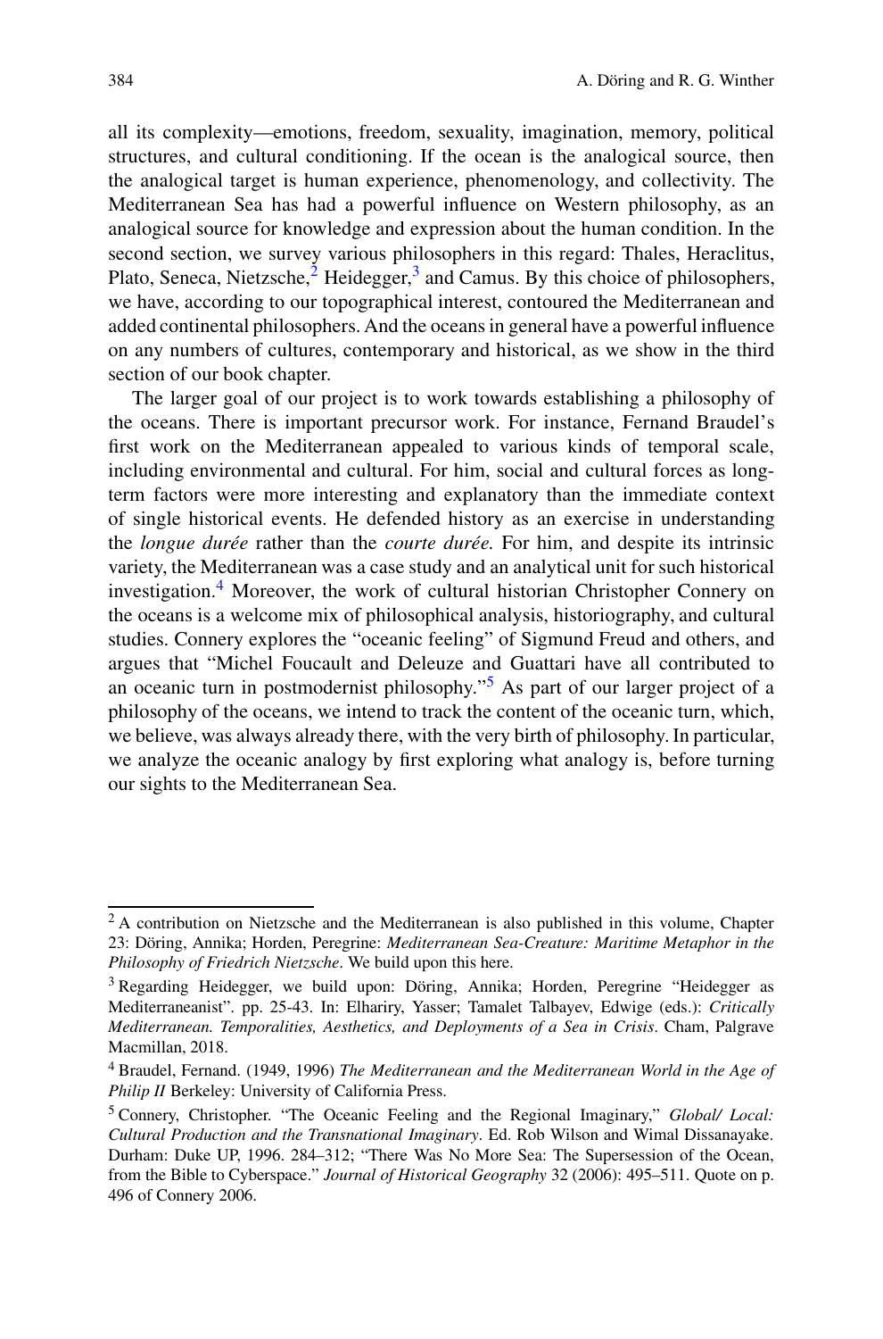all its complexity—emotions, freedom, sexuality, imagination, memory, political structures, and cultural conditioning. If the ocean is the analogical source, then the analogical target is human experience, phenomenology, and collectivity. The Mediterranean Sea has had a powerful influence on Western philosophy, as an analogical source for knowledge and expression about the human condition. In the second section, we survey various philosophers in this regard: Thales, Heraclitus, Plato, Seneca, Nietzsche,[2] Heidegger,[3] and Camus. By this choice of philosophers, we have, according to our topographical interest, contoured the Mediterranean and added continental philosophers. And the oceans in general have a powerful influence on any numbers of cultures, contemporary and historical, as we show in the third section of our book chapter.

The larger goal of our project is to work towards establishing a philosophy of the oceans. There is important precursor work. For instance, Fernand Braudel's first work on the Mediterranean appealed to various kinds of temporal scale, including environmental and cultural. For him, social and cultural forces as long-term factors were more interesting and explanatory than the immediate context of single historical events. He defended history as an exercise in understanding the *longue durée* rather than the *courte durée.* For him, and despite its intrinsic variety, the Mediterranean was a case study and an analytical unit for such historical investigation.[4] Moreover, the work of cultural historian Christopher Connery on the oceans is a welcome mix of philosophical analysis, historiography, and cultural studies. Connery explores the "oceanic feeling" of Sigmund Freud and others, and argues that "Michel Foucault and Deleuze and Guattari have all contributed to an oceanic turn in postmodernist philosophy."[5] As part of our larger project of a philosophy of the oceans, we intend to track the content of the oceanic turn, which, we believe, was always already there, with the very birth of philosophy. In particular, we analyze the oceanic analogy by first exploring what analogy is, before turning our sights to the Mediterranean Sea.

---

[2] A contribution on Nietzsche and the Mediterranean is also published in this volume, Chapter 23: Döring, Annika; Horden, Peregrine: *Mediterranean Sea-Creature: Maritime Metaphor in the Philosophy of Friedrich Nietzsche*. We build upon this here.

[3] Regarding Heidegger, we build upon: Döring, Annika; Horden, Peregrine "Heidegger as Mediterraneanist". pp. 25-43. In: Elhariry, Yasser; Tamalet Talbayev, Edwige (eds.): *Critically Mediterranean. Temporalities, Aesthetics, and Deployments of a Sea in Crisis*. Cham, Palgrave Macmillan, 2018.

[4] Braudel, Fernand. (1949, 1996) *The Mediterranean and the Mediterranean World in the Age of Philip II* Berkeley: University of California Press.

[5] Connery, Christopher. "The Oceanic Feeling and the Regional Imaginary," *Global/ Local: Cultural Production and the Transnational Imaginary*. Ed. Rob Wilson and Wimal Dissanayake. Durham: Duke UP, 1996. 284–312; "There Was No More Sea: The Supersession of the Ocean, from the Bible to Cyberspace." *Journal of Historical Geography* 32 (2006): 495–511. Quote on p. 496 of Connery 2006.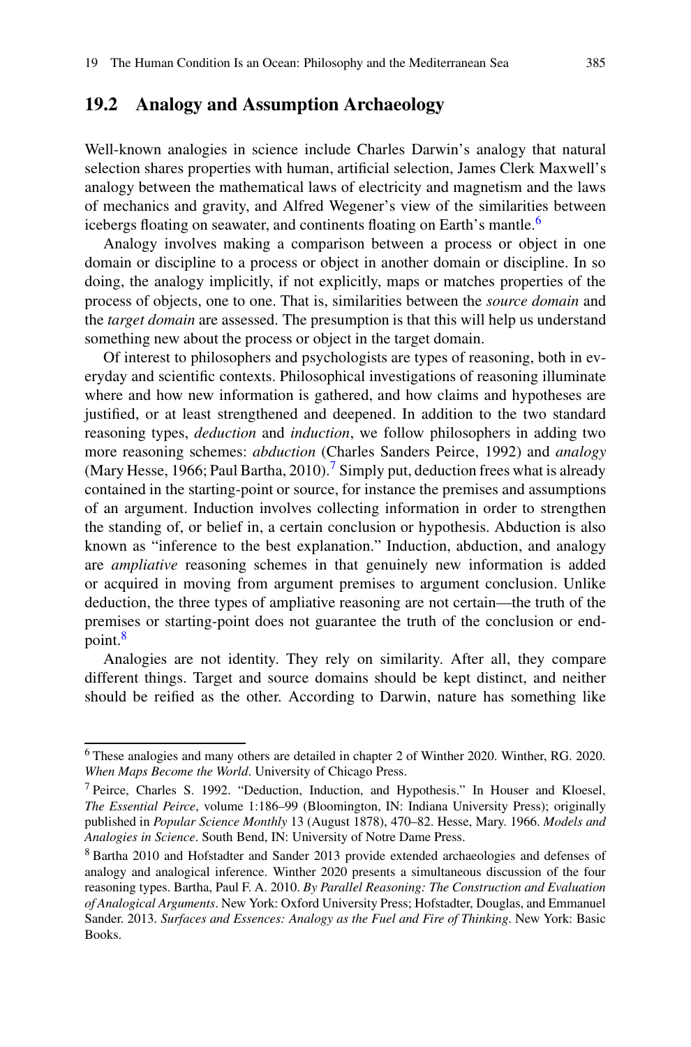## 19.2 Analogy and Assumption Archaeology

Well-known analogies in science include Charles Darwin's analogy that natural selection shares properties with human, artificial selection, James Clerk Maxwell's analogy between the mathematical laws of electricity and magnetism and the laws of mechanics and gravity, and Alfred Wegener's view of the similarities between icebergs floating on seawater, and continents floating on Earth's mantle.[6]

Analogy involves making a comparison between a process or object in one domain or discipline to a process or object in another domain or discipline. In so doing, the analogy implicitly, if not explicitly, maps or matches properties of the process of objects, one to one. That is, similarities between the *source domain* and the *target domain* are assessed. The presumption is that this will help us understand something new about the process or object in the target domain.

Of interest to philosophers and psychologists are types of reasoning, both in everyday and scientific contexts. Philosophical investigations of reasoning illuminate where and how new information is gathered, and how claims and hypotheses are justified, or at least strengthened and deepened. In addition to the two standard reasoning types, *deduction* and *induction*, we follow philosophers in adding two more reasoning schemes: *abduction* (Charles Sanders Peirce, 1992) and *analogy* (Mary Hesse, 1966; Paul Bartha, 2010).[7] Simply put, deduction frees what is already contained in the starting-point or source, for instance the premises and assumptions of an argument. Induction involves collecting information in order to strengthen the standing of, or belief in, a certain conclusion or hypothesis. Abduction is also known as "inference to the best explanation." Induction, abduction, and analogy are *ampliative* reasoning schemes in that genuinely new information is added or acquired in moving from argument premises to argument conclusion. Unlike deduction, the three types of ampliative reasoning are not certain—the truth of the premises or starting-point does not guarantee the truth of the conclusion or end-point.[8]

Analogies are not identity. They rely on similarity. After all, they compare different things. Target and source domains should be kept distinct, and neither should be reified as the other. According to Darwin, nature has something like

---

[6] These analogies and many others are detailed in chapter 2 of Winther 2020. Winther, RG. 2020. *When Maps Become the World*. University of Chicago Press.

[7] Peirce, Charles S. 1992. "Deduction, Induction, and Hypothesis." In Houser and Kloesel, *The Essential Peirce*, volume 1:186–99 (Bloomington, IN: Indiana University Press); originally published in *Popular Science Monthly* 13 (August 1878), 470–82. Hesse, Mary. 1966. *Models and Analogies in Science*. South Bend, IN: University of Notre Dame Press.

[8] Bartha 2010 and Hofstadter and Sander 2013 provide extended archaeologies and defenses of analogy and analogical inference. Winther 2020 presents a simultaneous discussion of the four reasoning types. Bartha, Paul F. A. 2010. *By Parallel Reasoning: The Construction and Evaluation of Analogical Arguments*. New York: Oxford University Press; Hofstadter, Douglas, and Emmanuel Sander. 2013. *Surfaces and Essences: Analogy as the Fuel and Fire of Thinking*. New York: Basic Books.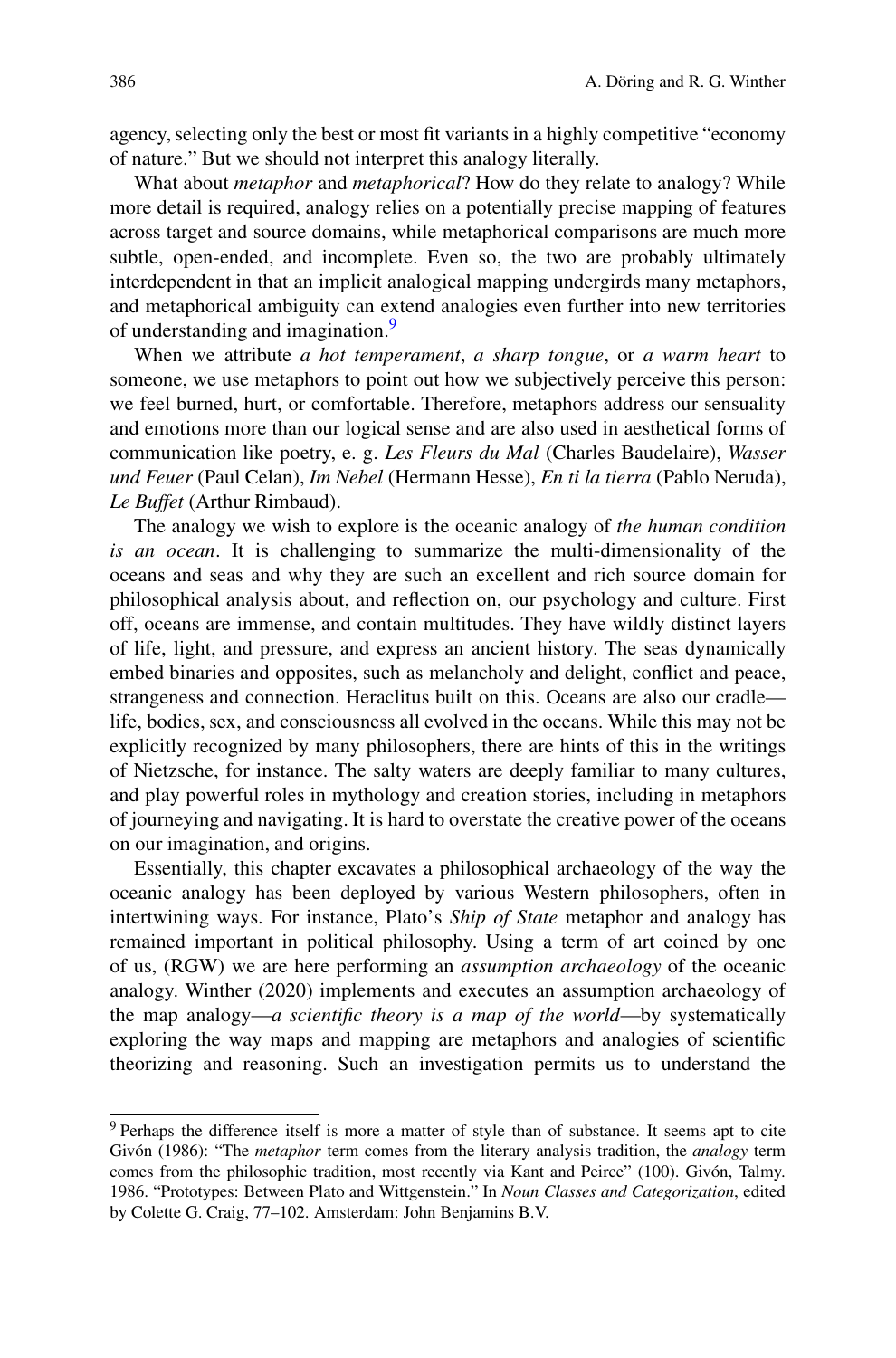agency, selecting only the best or most fit variants in a highly competitive "economy of nature." But we should not interpret this analogy literally.

What about *metaphor* and *metaphorical*? How do they relate to analogy? While more detail is required, analogy relies on a potentially precise mapping of features across target and source domains, while metaphorical comparisons are much more subtle, open-ended, and incomplete. Even so, the two are probably ultimately interdependent in that an implicit analogical mapping undergirds many metaphors, and metaphorical ambiguity can extend analogies even further into new territories of understanding and imagination.[9]

When we attribute *a hot temperament*, *a sharp tongue*, or *a warm heart* to someone, we use metaphors to point out how we subjectively perceive this person: we feel burned, hurt, or comfortable. Therefore, metaphors address our sensuality and emotions more than our logical sense and are also used in aesthetical forms of communication like poetry, e. g. *Les Fleurs du Mal* (Charles Baudelaire), *Wasser und Feuer* (Paul Celan), *Im Nebel* (Hermann Hesse), *En ti la tierra* (Pablo Neruda), *Le Buffet* (Arthur Rimbaud).

The analogy we wish to explore is the oceanic analogy of *the human condition is an ocean*. It is challenging to summarize the multi-dimensionality of the oceans and seas and why they are such an excellent and rich source domain for philosophical analysis about, and reflection on, our psychology and culture. First off, oceans are immense, and contain multitudes. They have wildly distinct layers of life, light, and pressure, and express an ancient history. The seas dynamically embed binaries and opposites, such as melancholy and delight, conflict and peace, strangeness and connection. Heraclitus built on this. Oceans are also our cradle—life, bodies, sex, and consciousness all evolved in the oceans. While this may not be explicitly recognized by many philosophers, there are hints of this in the writings of Nietzsche, for instance. The salty waters are deeply familiar to many cultures, and play powerful roles in mythology and creation stories, including in metaphors of journeying and navigating. It is hard to overstate the creative power of the oceans on our imagination, and origins.

Essentially, this chapter excavates a philosophical archaeology of the way the oceanic analogy has been deployed by various Western philosophers, often in intertwining ways. For instance, Plato's *Ship of State* metaphor and analogy has remained important in political philosophy. Using a term of art coined by one of us, (RGW) we are here performing an *assumption archaeology* of the oceanic analogy. Winther (2020) implements and executes an assumption archaeology of the map analogy—*a scientific theory is a map of the world*—by systematically exploring the way maps and mapping are metaphors and analogies of scientific theorizing and reasoning. Such an investigation permits us to understand the

---

[9] Perhaps the difference itself is more a matter of style than of substance. It seems apt to cite Givón (1986): "The *metaphor* term comes from the literary analysis tradition, the *analogy* term comes from the philosophic tradition, most recently via Kant and Peirce" (100). Givón, Talmy. 1986. "Prototypes: Between Plato and Wittgenstein." In *Noun Classes and Categorization*, edited by Colette G. Craig, 77–102. Amsterdam: John Benjamins B.V.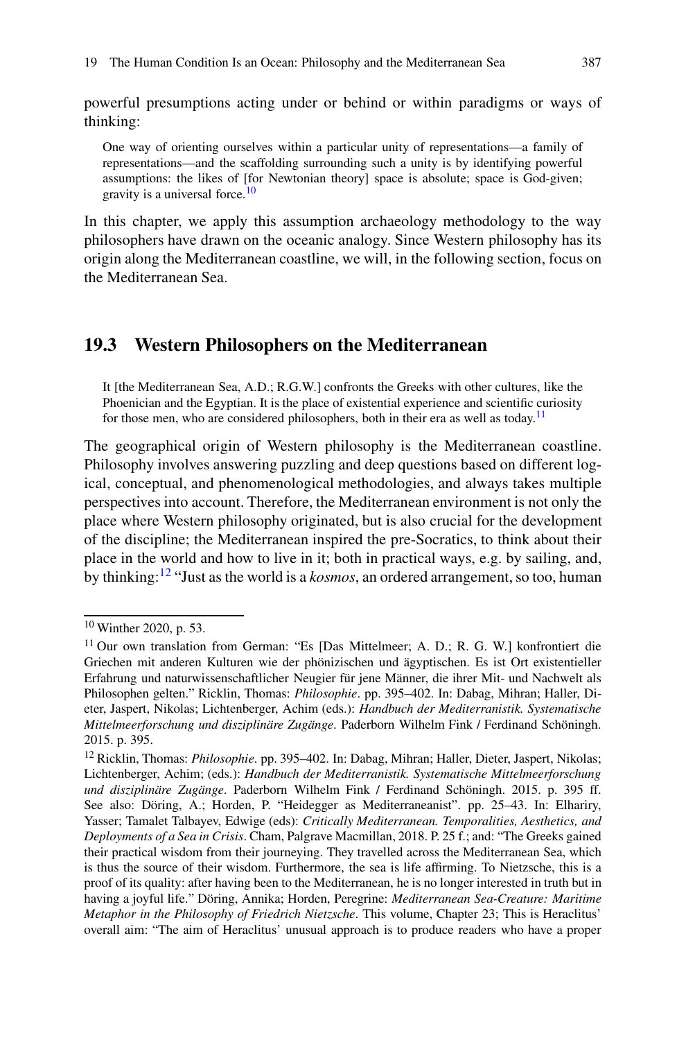powerful presumptions acting under or behind or within paradigms or ways of thinking:

> One way of orienting ourselves within a particular unity of representations—a family of representations—and the scaffolding surrounding such a unity is by identifying powerful assumptions: the likes of [for Newtonian theory] space is absolute; space is God-given; gravity is a universal force.[10]

In this chapter, we apply this assumption archaeology methodology to the way philosophers have drawn on the oceanic analogy. Since Western philosophy has its origin along the Mediterranean coastline, we will, in the following section, focus on the Mediterranean Sea.

## 19.3 Western Philosophers on the Mediterranean

> It [the Mediterranean Sea, A.D.; R.G.W.] confronts the Greeks with other cultures, like the Phoenician and the Egyptian. It is the place of existential experience and scientific curiosity for those men, who are considered philosophers, both in their era as well as today.[11]

The geographical origin of Western philosophy is the Mediterranean coastline. Philosophy involves answering puzzling and deep questions based on different logical, conceptual, and phenomenological methodologies, and always takes multiple perspectives into account. Therefore, the Mediterranean environment is not only the place where Western philosophy originated, but is also crucial for the development of the discipline; the Mediterranean inspired the pre-Socratics, to think about their place in the world and how to live in it; both in practical ways, e.g. by sailing, and, by thinking:[12] "Just as the world is a *kosmos*, an ordered arrangement, so too, human

---

[10] Winther 2020, p. 53.

[11] Our own translation from German: "Es [Das Mittelmeer; A. D.; R. G. W.] konfrontiert die Griechen mit anderen Kulturen wie der phönizischen und ägyptischen. Es ist Ort existentieller Erfahrung und naturwissenschaftlicher Neugier für jene Männer, die ihrer Mit- und Nachwelt als Philosophen gelten." Ricklin, Thomas: *Philosophie*. pp. 395–402. In: Dabag, Mihran; Haller, Dieter, Jaspert, Nikolas; Lichtenberger, Achim (eds.): *Handbuch der Mediterranistik. Systematische Mittelmeerforschung und disziplinäre Zugänge*. Paderborn Wilhelm Fink / Ferdinand Schöningh. 2015. p. 395.

[12] Ricklin, Thomas: *Philosophie*. pp. 395–402. In: Dabag, Mihran; Haller, Dieter, Jaspert, Nikolas; Lichtenberger, Achim; (eds.): *Handbuch der Mediterranistik. Systematische Mittelmeerforschung und disziplinäre Zugänge*. Paderborn Wilhelm Fink / Ferdinand Schöningh. 2015. p. 395 ff. See also: Döring, A.; Horden, P. "Heidegger as Mediterraneanist". pp. 25–43. In: Elhariry, Yasser; Tamalet Talbayev, Edwige (eds): *Critically Mediterranean. Temporalities, Aesthetics, and Deployments of a Sea in Crisis*. Cham, Palgrave Macmillan, 2018. P. 25 f.; and: "The Greeks gained their practical wisdom from their journeying. They travelled across the Mediterranean Sea, which is thus the source of their wisdom. Furthermore, the sea is life affirming. To Nietzsche, this is a proof of its quality: after having been to the Mediterranean, he is no longer interested in truth but in having a joyful life." Döring, Annika; Horden, Peregrine: *Mediterranean Sea-Creature: Maritime Metaphor in the Philosophy of Friedrich Nietzsche*. This volume, Chapter 23; This is Heraclitus' overall aim: "The aim of Heraclitus' unusual approach is to produce readers who have a proper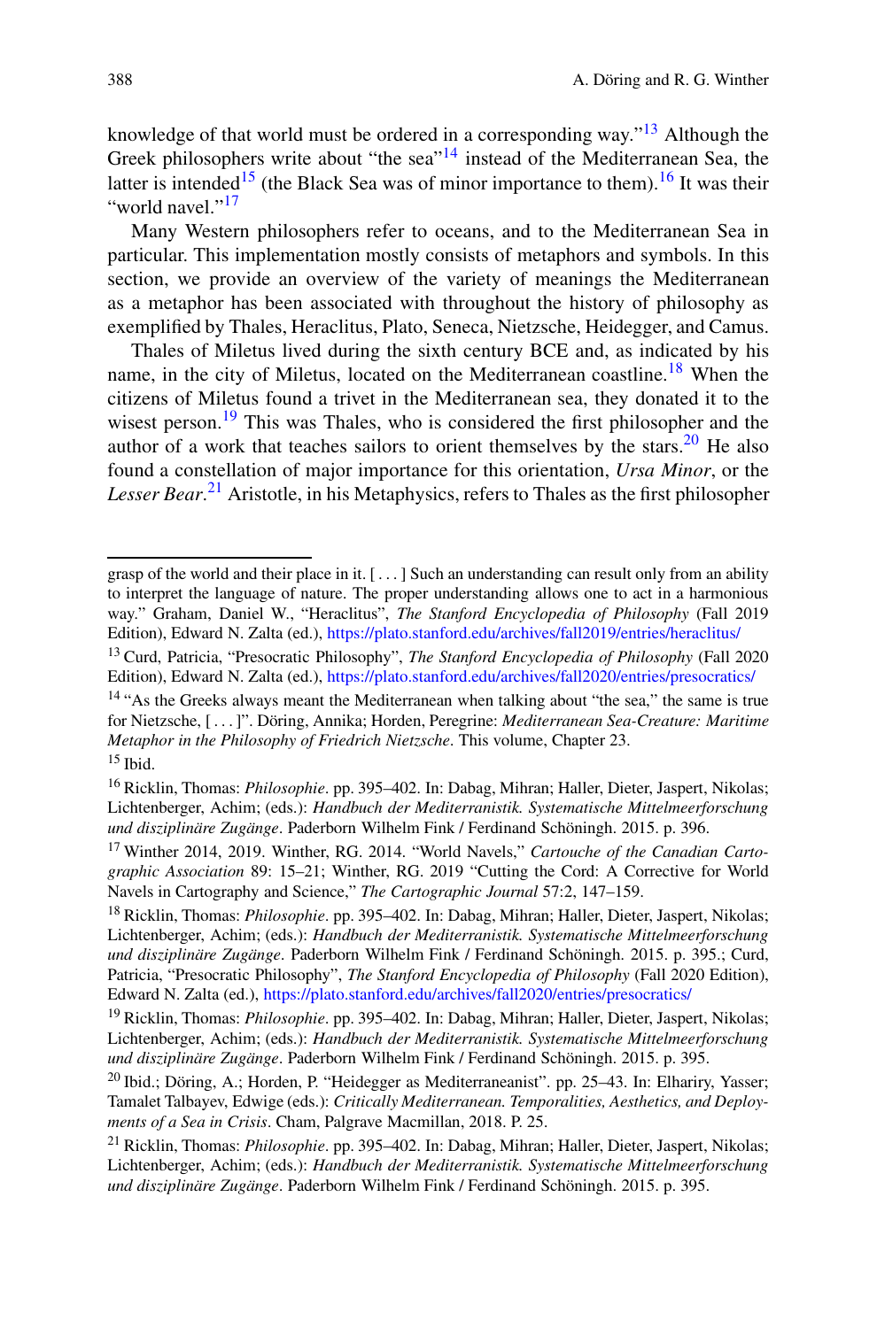knowledge of that world must be ordered in a corresponding way."[13] Although the Greek philosophers write about "the sea"[14] instead of the Mediterranean Sea, the latter is intended[15] (the Black Sea was of minor importance to them).[16] It was their "world navel."[17]

Many Western philosophers refer to oceans, and to the Mediterranean Sea in particular. This implementation mostly consists of metaphors and symbols. In this section, we provide an overview of the variety of meanings the Mediterranean as a metaphor has been associated with throughout the history of philosophy as exemplified by Thales, Heraclitus, Plato, Seneca, Nietzsche, Heidegger, and Camus.

Thales of Miletus lived during the sixth century BCE and, as indicated by his name, in the city of Miletus, located on the Mediterranean coastline.[18] When the citizens of Miletus found a trivet in the Mediterranean sea, they donated it to the wisest person.[19] This was Thales, who is considered the first philosopher and the author of a work that teaches sailors to orient themselves by the stars.[20] He also found a constellation of major importance for this orientation, *Ursa Minor*, or the *Lesser Bear*.[21] Aristotle, in his Metaphysics, refers to Thales as the first philosopher

---

grasp of the world and their place in it. [ . . . ] Such an understanding can result only from an ability to interpret the language of nature. The proper understanding allows one to act in a harmonious way." Graham, Daniel W., "Heraclitus", *The Stanford Encyclopedia of Philosophy* (Fall 2019 Edition), Edward N. Zalta (ed.), https://plato.stanford.edu/archives/fall2019/entries/heraclitus/

[13] Curd, Patricia, "Presocratic Philosophy", *The Stanford Encyclopedia of Philosophy* (Fall 2020 Edition), Edward N. Zalta (ed.), https://plato.stanford.edu/archives/fall2020/entries/presocratics/

[14] "As the Greeks always meant the Mediterranean when talking about "the sea," the same is true for Nietzsche, [ . . . ]". Döring, Annika; Horden, Peregrine: *Mediterranean Sea-Creature: Maritime Metaphor in the Philosophy of Friedrich Nietzsche*. This volume, Chapter 23.

[15] Ibid.

[16] Ricklin, Thomas: *Philosophie*. pp. 395–402. In: Dabag, Mihran; Haller, Dieter, Jaspert, Nikolas; Lichtenberger, Achim; (eds.): *Handbuch der Mediterranistik. Systematische Mittelmeerforschung und disziplinäre Zugänge*. Paderborn Wilhelm Fink / Ferdinand Schöningh. 2015. p. 396.

[17] Winther 2014, 2019. Winther, RG. 2014. "World Navels," *Cartouche of the Canadian Cartographic Association* 89: 15–21; Winther, RG. 2019 "Cutting the Cord: A Corrective for World Navels in Cartography and Science," *The Cartographic Journal* 57:2, 147–159.

[18] Ricklin, Thomas: *Philosophie*. pp. 395–402. In: Dabag, Mihran; Haller, Dieter, Jaspert, Nikolas; Lichtenberger, Achim; (eds.): *Handbuch der Mediterranistik. Systematische Mittelmeerforschung und disziplinäre Zugänge*. Paderborn Wilhelm Fink / Ferdinand Schöningh. 2015. p. 395.; Curd, Patricia, "Presocratic Philosophy", *The Stanford Encyclopedia of Philosophy* (Fall 2020 Edition), Edward N. Zalta (ed.), https://plato.stanford.edu/archives/fall2020/entries/presocratics/

[19] Ricklin, Thomas: *Philosophie*. pp. 395–402. In: Dabag, Mihran; Haller, Dieter, Jaspert, Nikolas; Lichtenberger, Achim; (eds.): *Handbuch der Mediterranistik. Systematische Mittelmeerforschung und disziplinäre Zugänge*. Paderborn Wilhelm Fink / Ferdinand Schöningh. 2015. p. 395.

[20] Ibid.; Döring, A.; Horden, P. "Heidegger as Mediterraneanist". pp. 25–43. In: Elhariry, Yasser; Tamalet Talbayev, Edwige (eds.): *Critically Mediterranean. Temporalities, Aesthetics, and Deployments of a Sea in Crisis*. Cham, Palgrave Macmillan, 2018. P. 25.

[21] Ricklin, Thomas: *Philosophie*. pp. 395–402. In: Dabag, Mihran; Haller, Dieter, Jaspert, Nikolas; Lichtenberger, Achim; (eds.): *Handbuch der Mediterranistik. Systematische Mittelmeerforschung und disziplinäre Zugänge*. Paderborn Wilhelm Fink / Ferdinand Schöningh. 2015. p. 395.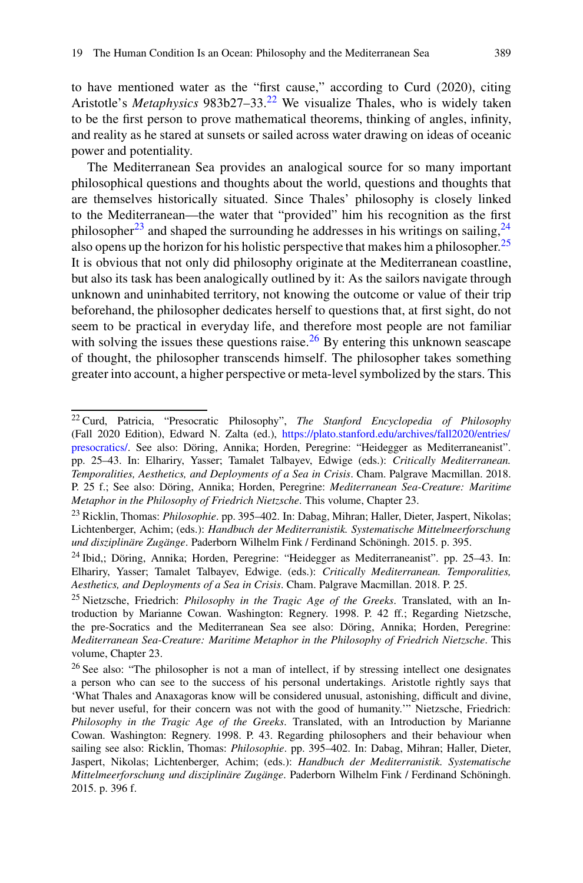to have mentioned water as the "first cause," according to Curd (2020), citing Aristotle's *Metaphysics* 983b27–33.[22] We visualize Thales, who is widely taken to be the first person to prove mathematical theorems, thinking of angles, infinity, and reality as he stared at sunsets or sailed across water drawing on ideas of oceanic power and potentiality.

The Mediterranean Sea provides an analogical source for so many important philosophical questions and thoughts about the world, questions and thoughts that are themselves historically situated. Since Thales' philosophy is closely linked to the Mediterranean—the water that "provided" him his recognition as the first philosopher[23] and shaped the surrounding he addresses in his writings on sailing,[24] also opens up the horizon for his holistic perspective that makes him a philosopher.[25] It is obvious that not only did philosophy originate at the Mediterranean coastline, but also its task has been analogically outlined by it: As the sailors navigate through unknown and uninhabited territory, not knowing the outcome or value of their trip beforehand, the philosopher dedicates herself to questions that, at first sight, do not seem to be practical in everyday life, and therefore most people are not familiar with solving the issues these questions raise.[26] By entering this unknown seascape of thought, the philosopher transcends himself. The philosopher takes something greater into account, a higher perspective or meta-level symbolized by the stars. This

---

[22] Curd, Patricia, "Presocratic Philosophy", *The Stanford Encyclopedia of Philosophy* (Fall 2020 Edition), Edward N. Zalta (ed.), https://plato.stanford.edu/archives/fall2020/entries/presocratics/. See also: Döring, Annika; Horden, Peregrine: "Heidegger as Mediterraneanist". pp. 25–43. In: Elhariry, Yasser; Tamalet Talbayev, Edwige (eds.): *Critically Mediterranean. Temporalities, Aesthetics, and Deployments of a Sea in Crisis*. Cham. Palgrave Macmillan. 2018. P. 25 f.; See also: Döring, Annika; Horden, Peregrine: *Mediterranean Sea-Creature: Maritime Metaphor in the Philosophy of Friedrich Nietzsche*. This volume, Chapter 23.

[23] Ricklin, Thomas: *Philosophie*. pp. 395–402. In: Dabag, Mihran; Haller, Dieter, Jaspert, Nikolas; Lichtenberger, Achim; (eds.): *Handbuch der Mediterranistik. Systematische Mittelmeerforschung und disziplinäre Zugänge*. Paderborn Wilhelm Fink / Ferdinand Schöningh. 2015. p. 395.

[24] Ibid,; Döring, Annika; Horden, Peregrine: "Heidegger as Mediterraneanist". pp. 25–43. In: Elhariry, Yasser; Tamalet Talbayev, Edwige. (eds.): *Critically Mediterranean. Temporalities, Aesthetics, and Deployments of a Sea in Crisis*. Cham. Palgrave Macmillan. 2018. P. 25.

[25] Nietzsche, Friedrich: *Philosophy in the Tragic Age of the Greeks*. Translated, with an Introduction by Marianne Cowan. Washington: Regnery. 1998. P. 42 ff.; Regarding Nietzsche, the pre-Socratics and the Mediterranean Sea see also: Döring, Annika; Horden, Peregrine: *Mediterranean Sea-Creature: Maritime Metaphor in the Philosophy of Friedrich Nietzsche*. This volume, Chapter 23.

[26] See also: "The philosopher is not a man of intellect, if by stressing intellect one designates a person who can see to the success of his personal undertakings. Aristotle rightly says that 'What Thales and Anaxagoras know will be considered unusual, astonishing, difficult and divine, but never useful, for their concern was not with the good of humanity.'" Nietzsche, Friedrich: *Philosophy in the Tragic Age of the Greeks*. Translated, with an Introduction by Marianne Cowan. Washington: Regnery. 1998. P. 43. Regarding philosophers and their behaviour when sailing see also: Ricklin, Thomas: *Philosophie*. pp. 395–402. In: Dabag, Mihran; Haller, Dieter, Jaspert, Nikolas; Lichtenberger, Achim; (eds.): *Handbuch der Mediterranistik. Systematische Mittelmeerforschung und disziplinäre Zugänge*. Paderborn Wilhelm Fink / Ferdinand Schöningh. 2015. p. 396 f.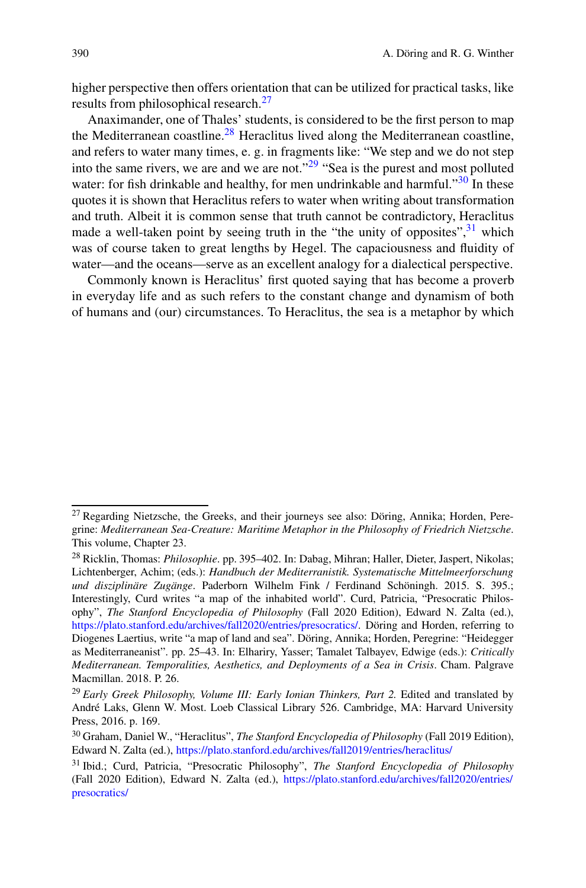higher perspective then offers orientation that can be utilized for practical tasks, like results from philosophical research.[27]

Anaximander, one of Thales' students, is considered to be the first person to map the Mediterranean coastline.[28] Heraclitus lived along the Mediterranean coastline, and refers to water many times, e. g. in fragments like: "We step and we do not step into the same rivers, we are and we are not."[29] "Sea is the purest and most polluted water: for fish drinkable and healthy, for men undrinkable and harmful."[30] In these quotes it is shown that Heraclitus refers to water when writing about transformation and truth. Albeit it is common sense that truth cannot be contradictory, Heraclitus made a well-taken point by seeing truth in the "the unity of opposites",[31] which was of course taken to great lengths by Hegel. The capaciousness and fluidity of water—and the oceans—serve as an excellent analogy for a dialectical perspective.

Commonly known is Heraclitus' first quoted saying that has become a proverb in everyday life and as such refers to the constant change and dynamism of both of humans and (our) circumstances. To Heraclitus, the sea is a metaphor by which

---

[27] Regarding Nietzsche, the Greeks, and their journeys see also: Döring, Annika; Horden, Peregrine: *Mediterranean Sea-Creature: Maritime Metaphor in the Philosophy of Friedrich Nietzsche*. This volume, Chapter 23.

[28] Ricklin, Thomas: *Philosophie*. pp. 395–402. In: Dabag, Mihran; Haller, Dieter, Jaspert, Nikolas; Lichtenberger, Achim; (eds.): *Handbuch der Mediterranistik. Systematische Mittelmeerforschung und disziplinäre Zugänge*. Paderborn Wilhelm Fink / Ferdinand Schöningh. 2015. S. 395.; Interestingly, Curd writes "a map of the inhabited world". Curd, Patricia, "Presocratic Philosophy", *The Stanford Encyclopedia of Philosophy* (Fall 2020 Edition), Edward N. Zalta (ed.), https://plato.stanford.edu/archives/fall2020/entries/presocratics/. Döring and Horden, referring to Diogenes Laertius, write "a map of land and sea". Döring, Annika; Horden, Peregrine: "Heidegger as Mediterraneanist". pp. 25–43. In: Elhariry, Yasser; Tamalet Talbayev, Edwige (eds.): *Critically Mediterranean. Temporalities, Aesthetics, and Deployments of a Sea in Crisis*. Cham. Palgrave Macmillan. 2018. P. 26.

[29] *Early Greek Philosophy, Volume III: Early Ionian Thinkers, Part 2.* Edited and translated by André Laks, Glenn W. Most. Loeb Classical Library 526. Cambridge, MA: Harvard University Press, 2016. p. 169.

[30] Graham, Daniel W., "Heraclitus", *The Stanford Encyclopedia of Philosophy* (Fall 2019 Edition), Edward N. Zalta (ed.), https://plato.stanford.edu/archives/fall2019/entries/heraclitus/

[31] Ibid.; Curd, Patricia, "Presocratic Philosophy", *The Stanford Encyclopedia of Philosophy* (Fall 2020 Edition), Edward N. Zalta (ed.), https://plato.stanford.edu/archives/fall2020/entries/presocratics/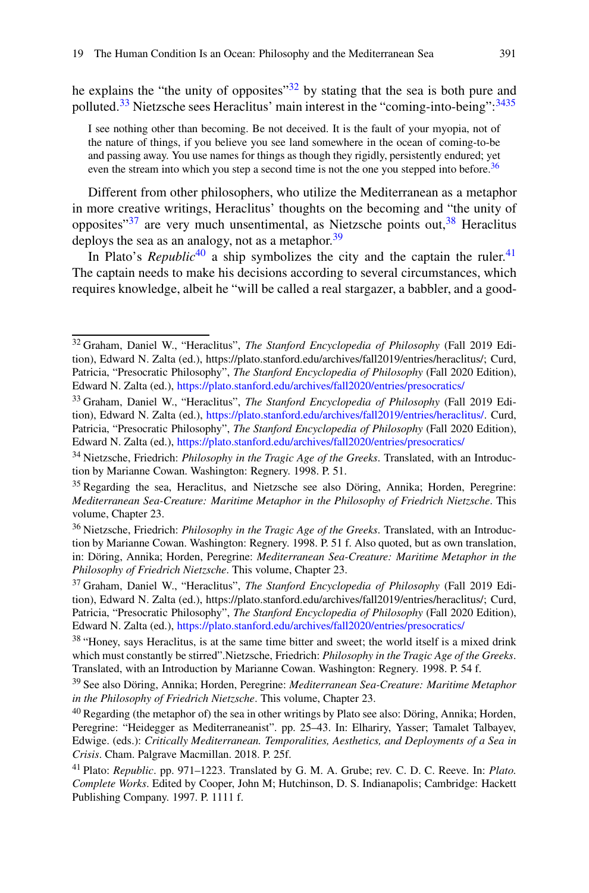he explains the "the unity of opposites"[32] by stating that the sea is both pure and polluted.[33] Nietzsche sees Heraclitus' main interest in the "coming-into-being":[34][35]

> I see nothing other than becoming. Be not deceived. It is the fault of your myopia, not of the nature of things, if you believe you see land somewhere in the ocean of coming-to-be and passing away. You use names for things as though they rigidly, persistently endured; yet even the stream into which you step a second time is not the one you stepped into before.[36]

Different from other philosophers, who utilize the Mediterranean as a metaphor in more creative writings, Heraclitus' thoughts on the becoming and "the unity of opposites"[37] are very much unsentimental, as Nietzsche points out,[38] Heraclitus deploys the sea as an analogy, not as a metaphor.[39]

In Plato's *Republic*[40] a ship symbolizes the city and the captain the ruler.[41] The captain needs to make his decisions according to several circumstances, which requires knowledge, albeit he "will be called a real stargazer, a babbler, and a good-

---

[32] Graham, Daniel W., "Heraclitus", *The Stanford Encyclopedia of Philosophy* (Fall 2019 Edition), Edward N. Zalta (ed.), https://plato.stanford.edu/archives/fall2019/entries/heraclitus/; Curd, Patricia, "Presocratic Philosophy", *The Stanford Encyclopedia of Philosophy* (Fall 2020 Edition), Edward N. Zalta (ed.), https://plato.stanford.edu/archives/fall2020/entries/presocratics/

[33] Graham, Daniel W., "Heraclitus", *The Stanford Encyclopedia of Philosophy* (Fall 2019 Edition), Edward N. Zalta (ed.), https://plato.stanford.edu/archives/fall2019/entries/heraclitus/. Curd, Patricia, "Presocratic Philosophy", *The Stanford Encyclopedia of Philosophy* (Fall 2020 Edition), Edward N. Zalta (ed.), https://plato.stanford.edu/archives/fall2020/entries/presocratics/

[34] Nietzsche, Friedrich: *Philosophy in the Tragic Age of the Greeks*. Translated, with an Introduction by Marianne Cowan. Washington: Regnery. 1998. P. 51.

[35] Regarding the sea, Heraclitus, and Nietzsche see also Döring, Annika; Horden, Peregrine: *Mediterranean Sea-Creature: Maritime Metaphor in the Philosophy of Friedrich Nietzsche*. This volume, Chapter 23.

[36] Nietzsche, Friedrich: *Philosophy in the Tragic Age of the Greeks*. Translated, with an Introduction by Marianne Cowan. Washington: Regnery. 1998. P. 51 f. Also quoted, but as own translation, in: Döring, Annika; Horden, Peregrine: *Mediterranean Sea-Creature: Maritime Metaphor in the Philosophy of Friedrich Nietzsche*. This volume, Chapter 23.

[37] Graham, Daniel W., "Heraclitus", *The Stanford Encyclopedia of Philosophy* (Fall 2019 Edition), Edward N. Zalta (ed.), https://plato.stanford.edu/archives/fall2019/entries/heraclitus/; Curd, Patricia, "Presocratic Philosophy", *The Stanford Encyclopedia of Philosophy* (Fall 2020 Edition), Edward N. Zalta (ed.), https://plato.stanford.edu/archives/fall2020/entries/presocratics/

[38] "Honey, says Heraclitus, is at the same time bitter and sweet; the world itself is a mixed drink which must constantly be stirred".Nietzsche, Friedrich: *Philosophy in the Tragic Age of the Greeks*. Translated, with an Introduction by Marianne Cowan. Washington: Regnery. 1998. P. 54 f.

[39] See also Döring, Annika; Horden, Peregrine: *Mediterranean Sea-Creature: Maritime Metaphor in the Philosophy of Friedrich Nietzsche*. This volume, Chapter 23.

[40] Regarding (the metaphor of) the sea in other writings by Plato see also: Döring, Annika; Horden, Peregrine: "Heidegger as Mediterraneanist". pp. 25–43. In: Elhariry, Yasser; Tamalet Talbayev, Edwige. (eds.): *Critically Mediterranean. Temporalities, Aesthetics, and Deployments of a Sea in Crisis*. Cham. Palgrave Macmillan. 2018. P. 25f.

[41] Plato: *Republic*. pp. 971–1223. Translated by G. M. A. Grube; rev. C. D. C. Reeve. In: *Plato. Complete Works*. Edited by Cooper, John M; Hutchinson, D. S. Indianapolis; Cambridge: Hackett Publishing Company. 1997. P. 1111 f.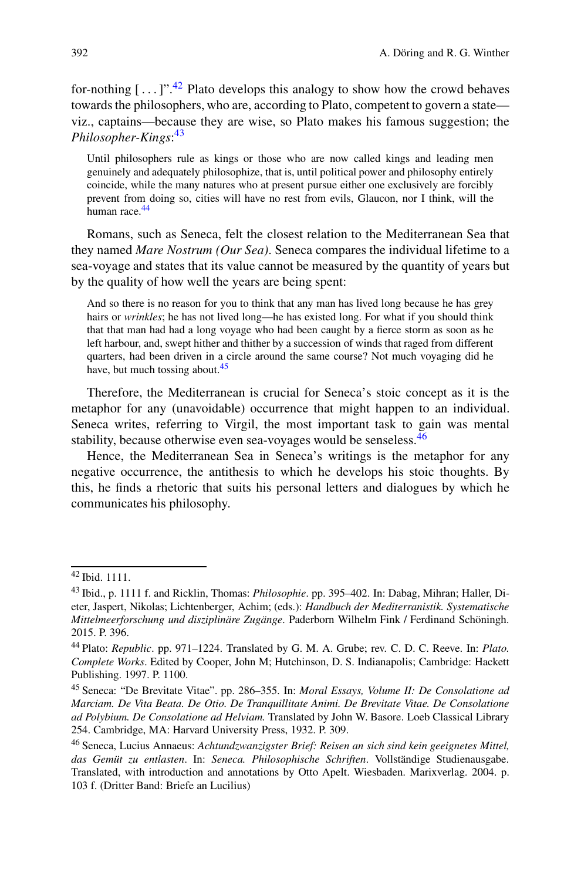for-nothing [ . . . ]".[42] Plato develops this analogy to show how the crowd behaves towards the philosophers, who are, according to Plato, competent to govern a state—viz., captains—because they are wise, so Plato makes his famous suggestion; the *Philosopher-Kings*:[43]

> Until philosophers rule as kings or those who are now called kings and leading men genuinely and adequately philosophize, that is, until political power and philosophy entirely coincide, while the many natures who at present pursue either one exclusively are forcibly prevent from doing so, cities will have no rest from evils, Glaucon, nor I think, will the human race.[44]

Romans, such as Seneca, felt the closest relation to the Mediterranean Sea that they named *Mare Nostrum (Our Sea)*. Seneca compares the individual lifetime to a sea-voyage and states that its value cannot be measured by the quantity of years but by the quality of how well the years are being spent:

> And so there is no reason for you to think that any man has lived long because he has grey hairs or *wrinkles*; he has not lived long—he has existed long. For what if you should think that that man had had a long voyage who had been caught by a fierce storm as soon as he left harbour, and, swept hither and thither by a succession of winds that raged from different quarters, had been driven in a circle around the same course? Not much voyaging did he have, but much tossing about.[45]

Therefore, the Mediterranean is crucial for Seneca's stoic concept as it is the metaphor for any (unavoidable) occurrence that might happen to an individual. Seneca writes, referring to Virgil, the most important task to gain was mental stability, because otherwise even sea-voyages would be senseless.[46]

Hence, the Mediterranean Sea in Seneca's writings is the metaphor for any negative occurrence, the antithesis to which he develops his stoic thoughts. By this, he finds a rhetoric that suits his personal letters and dialogues by which he communicates his philosophy.

---

[42] Ibid. 1111.

[43] Ibid., p. 1111 f. and Ricklin, Thomas: *Philosophie*. pp. 395–402. In: Dabag, Mihran; Haller, Dieter, Jaspert, Nikolas; Lichtenberger, Achim; (eds.): *Handbuch der Mediterranistik. Systematische Mittelmeerforschung und disziplinäre Zugänge*. Paderborn Wilhelm Fink / Ferdinand Schöningh. 2015. P. 396.

[44] Plato: *Republic*. pp. 971–1224. Translated by G. M. A. Grube; rev. C. D. C. Reeve. In: *Plato. Complete Works*. Edited by Cooper, John M; Hutchinson, D. S. Indianapolis; Cambridge: Hackett Publishing. 1997. P. 1100.

[45] Seneca: "De Brevitate Vitae". pp. 286–355. In: *Moral Essays, Volume II: De Consolatione ad Marciam. De Vita Beata. De Otio. De Tranquillitate Animi. De Brevitate Vitae. De Consolatione ad Polybium. De Consolatione ad Helviam.* Translated by John W. Basore. Loeb Classical Library 254. Cambridge, MA: Harvard University Press, 1932. P. 309.

[46] Seneca, Lucius Annaeus: *Achtundzwanzigster Brief: Reisen an sich sind kein geeignetes Mittel, das Gemüt zu entlasten*. In: *Seneca. Philosophische Schriften*. Vollständige Studienausgabe. Translated, with introduction and annotations by Otto Apelt. Wiesbaden. Marixverlag. 2004. p. 103 f. (Dritter Band: Briefe an Lucilius)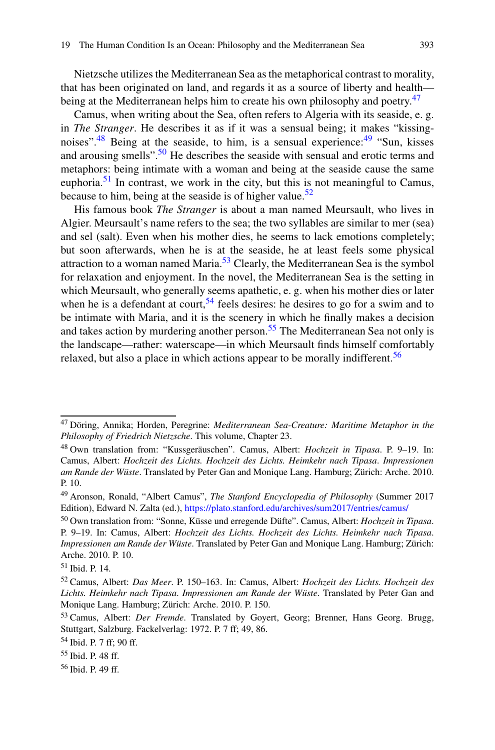Nietzsche utilizes the Mediterranean Sea as the metaphorical contrast to morality, that has been originated on land, and regards it as a source of liberty and health—being at the Mediterranean helps him to create his own philosophy and poetry.[47]

Camus, when writing about the Sea, often refers to Algeria with its seaside, e. g. in *The Stranger*. He describes it as if it was a sensual being; it makes "kissing-noises".[48] Being at the seaside, to him, is a sensual experience:[49] "Sun, kisses and arousing smells".[50] He describes the seaside with sensual and erotic terms and metaphors: being intimate with a woman and being at the seaside cause the same euphoria.[51] In contrast, we work in the city, but this is not meaningful to Camus, because to him, being at the seaside is of higher value.[52]

His famous book *The Stranger* is about a man named Meursault, who lives in Algier. Meursault's name refers to the sea; the two syllables are similar to mer (sea) and sel (salt). Even when his mother dies, he seems to lack emotions completely; but soon afterwards, when he is at the seaside, he at least feels some physical attraction to a woman named Maria.[53] Clearly, the Mediterranean Sea is the symbol for relaxation and enjoyment. In the novel, the Mediterranean Sea is the setting in which Meursault, who generally seems apathetic, e. g. when his mother dies or later when he is a defendant at court,[54] feels desires: he desires to go for a swim and to be intimate with Maria, and it is the scenery in which he finally makes a decision and takes action by murdering another person.[55] The Mediterranean Sea not only is the landscape—rather: waterscape—in which Meursault finds himself comfortably relaxed, but also a place in which actions appear to be morally indifferent.[56]

---

[47] Döring, Annika; Horden, Peregrine: *Mediterranean Sea-Creature: Maritime Metaphor in the Philosophy of Friedrich Nietzsche*. This volume, Chapter 23.

[48] Own translation from: "Kussgeräuschen". Camus, Albert: *Hochzeit in Tipasa*. P. 9–19. In: Camus, Albert: *Hochzeit des Lichts. Hochzeit des Lichts. Heimkehr nach Tipasa. Impressionen am Rande der Wüste*. Translated by Peter Gan and Monique Lang. Hamburg; Zürich: Arche. 2010. P. 10.

[49] Aronson, Ronald, "Albert Camus", *The Stanford Encyclopedia of Philosophy* (Summer 2017 Edition), Edward N. Zalta (ed.), https://plato.stanford.edu/archives/sum2017/entries/camus/

[50] Own translation from: "Sonne, Küsse und erregende Düfte". Camus, Albert: *Hochzeit in Tipasa*. P. 9–19. In: Camus, Albert: *Hochzeit des Lichts. Hochzeit des Lichts. Heimkehr nach Tipasa. Impressionen am Rande der Wüste*. Translated by Peter Gan and Monique Lang. Hamburg; Zürich: Arche. 2010. P. 10.

[51] Ibid. P. 14.

[52] Camus, Albert: *Das Meer*. P. 150–163. In: Camus, Albert: *Hochzeit des Lichts. Hochzeit des Lichts. Heimkehr nach Tipasa. Impressionen am Rande der Wüste*. Translated by Peter Gan and Monique Lang. Hamburg; Zürich: Arche. 2010. P. 150.

[53] Camus, Albert: *Der Fremde*. Translated by Goyert, Georg; Brenner, Hans Georg. Brugg, Stuttgart, Salzburg. Fackelverlag: 1972. P. 7 ff; 49, 86.

[54] Ibid. P. 7 ff; 90 ff.

[55] Ibid. P. 48 ff.

[56] Ibid. P. 49 ff.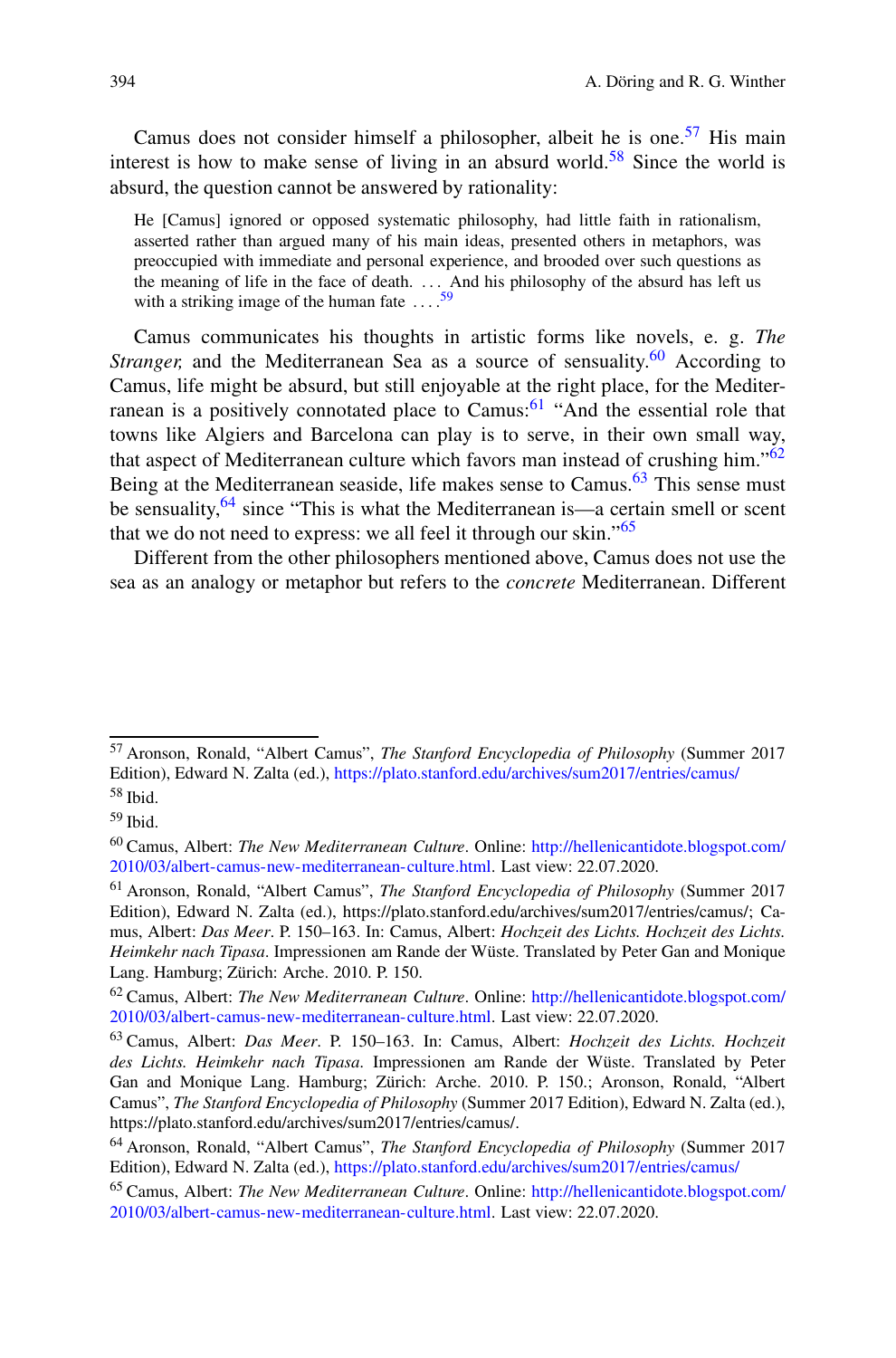Camus does not consider himself a philosopher, albeit he is one.[57] His main interest is how to make sense of living in an absurd world.[58] Since the world is absurd, the question cannot be answered by rationality:

> He [Camus] ignored or opposed systematic philosophy, had little faith in rationalism, asserted rather than argued many of his main ideas, presented others in metaphors, was preoccupied with immediate and personal experience, and brooded over such questions as the meaning of life in the face of death. . . . And his philosophy of the absurd has left us with a striking image of the human fate . . . .[59]

Camus communicates his thoughts in artistic forms like novels, e. g. *The Stranger,* and the Mediterranean Sea as a source of sensuality.[60] According to Camus, life might be absurd, but still enjoyable at the right place, for the Mediterranean is a positively connotated place to Camus:[61] "And the essential role that towns like Algiers and Barcelona can play is to serve, in their own small way, that aspect of Mediterranean culture which favors man instead of crushing him."[62] Being at the Mediterranean seaside, life makes sense to Camus.[63] This sense must be sensuality,[64] since "This is what the Mediterranean is—a certain smell or scent that we do not need to express: we all feel it through our skin."[65]

Different from the other philosophers mentioned above, Camus does not use the sea as an analogy or metaphor but refers to the *concrete* Mediterranean. Different

---

[57] Aronson, Ronald, "Albert Camus", *The Stanford Encyclopedia of Philosophy* (Summer 2017 Edition), Edward N. Zalta (ed.), https://plato.stanford.edu/archives/sum2017/entries/camus/

[58] Ibid.

[59] Ibid.

[60] Camus, Albert: *The New Mediterranean Culture*. Online: http://hellenicantidote.blogspot.com/2010/03/albert-camus-new-mediterranean-culture.html. Last view: 22.07.2020.

[61] Aronson, Ronald, "Albert Camus", *The Stanford Encyclopedia of Philosophy* (Summer 2017 Edition), Edward N. Zalta (ed.), https://plato.stanford.edu/archives/sum2017/entries/camus/; Camus, Albert: *Das Meer*. P. 150–163. In: Camus, Albert: *Hochzeit des Lichts. Hochzeit des Lichts. Heimkehr nach Tipasa*. Impressionen am Rande der Wüste. Translated by Peter Gan and Monique Lang. Hamburg; Zürich: Arche. 2010. P. 150.

[62] Camus, Albert: *The New Mediterranean Culture*. Online: http://hellenicantidote.blogspot.com/2010/03/albert-camus-new-mediterranean-culture.html. Last view: 22.07.2020.

[63] Camus, Albert: *Das Meer*. P. 150–163. In: Camus, Albert: *Hochzeit des Lichts. Hochzeit des Lichts. Heimkehr nach Tipasa*. Impressionen am Rande der Wüste. Translated by Peter Gan and Monique Lang. Hamburg; Zürich: Arche. 2010. P. 150.; Aronson, Ronald, "Albert Camus", *The Stanford Encyclopedia of Philosophy* (Summer 2017 Edition), Edward N. Zalta (ed.), https://plato.stanford.edu/archives/sum2017/entries/camus/.

[64] Aronson, Ronald, "Albert Camus", *The Stanford Encyclopedia of Philosophy* (Summer 2017 Edition), Edward N. Zalta (ed.), https://plato.stanford.edu/archives/sum2017/entries/camus/

[65] Camus, Albert: *The New Mediterranean Culture*. Online: http://hellenicantidote.blogspot.com/2010/03/albert-camus-new-mediterranean-culture.html. Last view: 22.07.2020.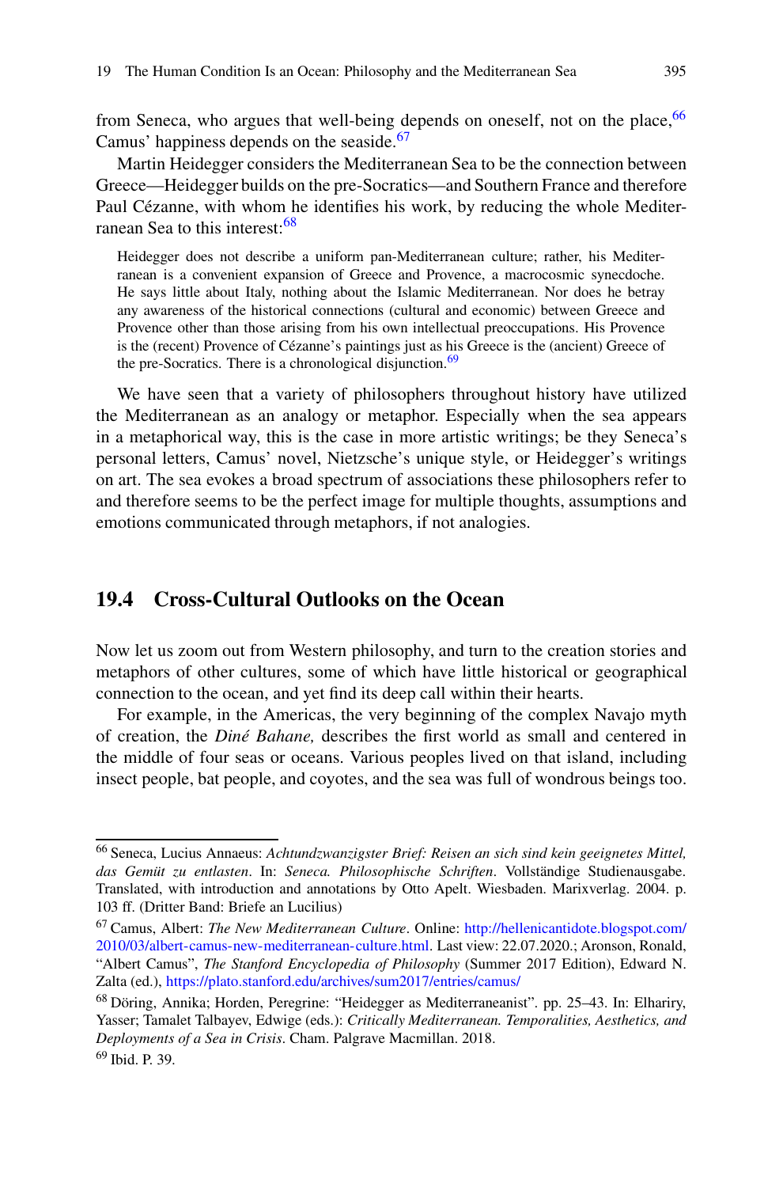from Seneca, who argues that well-being depends on oneself, not on the place,[66] Camus' happiness depends on the seaside.[67]

Martin Heidegger considers the Mediterranean Sea to be the connection between Greece—Heidegger builds on the pre-Socratics—and Southern France and therefore Paul Cézanne, with whom he identifies his work, by reducing the whole Mediterranean Sea to this interest:[68]

> Heidegger does not describe a uniform pan-Mediterranean culture; rather, his Mediterranean is a convenient expansion of Greece and Provence, a macrocosmic synecdoche. He says little about Italy, nothing about the Islamic Mediterranean. Nor does he betray any awareness of the historical connections (cultural and economic) between Greece and Provence other than those arising from his own intellectual preoccupations. His Provence is the (recent) Provence of Cézanne's paintings just as his Greece is the (ancient) Greece of the pre-Socratics. There is a chronological disjunction.[69]

We have seen that a variety of philosophers throughout history have utilized the Mediterranean as an analogy or metaphor. Especially when the sea appears in a metaphorical way, this is the case in more artistic writings; be they Seneca's personal letters, Camus' novel, Nietzsche's unique style, or Heidegger's writings on art. The sea evokes a broad spectrum of associations these philosophers refer to and therefore seems to be the perfect image for multiple thoughts, assumptions and emotions communicated through metaphors, if not analogies.

## 19.4 Cross-Cultural Outlooks on the Ocean

Now let us zoom out from Western philosophy, and turn to the creation stories and metaphors of other cultures, some of which have little historical or geographical connection to the ocean, and yet find its deep call within their hearts.

For example, in the Americas, the very beginning of the complex Navajo myth of creation, the *Diné Bahane,* describes the first world as small and centered in the middle of four seas or oceans. Various peoples lived on that island, including insect people, bat people, and coyotes, and the sea was full of wondrous beings too.

---

[66] Seneca, Lucius Annaeus: *Achtundzwanzigster Brief: Reisen an sich sind kein geeignetes Mittel, das Gemüt zu entlasten*. In: *Seneca. Philosophische Schriften*. Vollständige Studienausgabe. Translated, with introduction and annotations by Otto Apelt. Wiesbaden. Marixverlag. 2004. p. 103 ff. (Dritter Band: Briefe an Lucilius)

[67] Camus, Albert: *The New Mediterranean Culture*. Online: http://hellenicantidote.blogspot.com/2010/03/albert-camus-new-mediterranean-culture.html. Last view: 22.07.2020.; Aronson, Ronald, "Albert Camus", *The Stanford Encyclopedia of Philosophy* (Summer 2017 Edition), Edward N. Zalta (ed.), https://plato.stanford.edu/archives/sum2017/entries/camus/

[68] Döring, Annika; Horden, Peregrine: "Heidegger as Mediterraneanist". pp. 25–43. In: Elhariry, Yasser; Tamalet Talbayev, Edwige (eds.): *Critically Mediterranean. Temporalities, Aesthetics, and Deployments of a Sea in Crisis*. Cham. Palgrave Macmillan. 2018.

[69] Ibid. P. 39.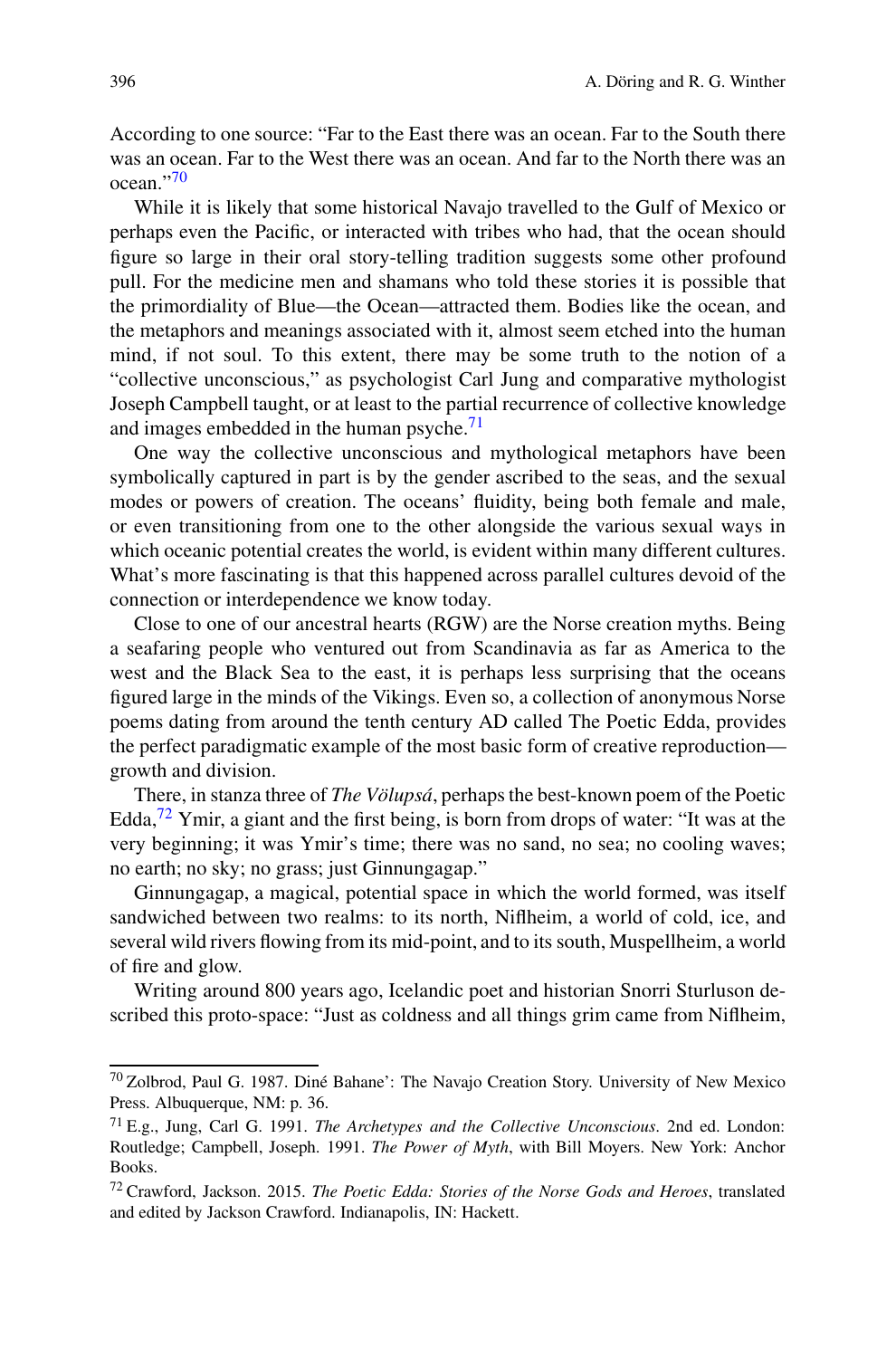According to one source: "Far to the East there was an ocean. Far to the South there was an ocean. Far to the West there was an ocean. And far to the North there was an ocean."[70]

While it is likely that some historical Navajo travelled to the Gulf of Mexico or perhaps even the Pacific, or interacted with tribes who had, that the ocean should figure so large in their oral story-telling tradition suggests some other profound pull. For the medicine men and shamans who told these stories it is possible that the primordiality of Blue—the Ocean—attracted them. Bodies like the ocean, and the metaphors and meanings associated with it, almost seem etched into the human mind, if not soul. To this extent, there may be some truth to the notion of a "collective unconscious," as psychologist Carl Jung and comparative mythologist Joseph Campbell taught, or at least to the partial recurrence of collective knowledge and images embedded in the human psyche.[71]

One way the collective unconscious and mythological metaphors have been symbolically captured in part is by the gender ascribed to the seas, and the sexual modes or powers of creation. The oceans' fluidity, being both female and male, or even transitioning from one to the other alongside the various sexual ways in which oceanic potential creates the world, is evident within many different cultures. What's more fascinating is that this happened across parallel cultures devoid of the connection or interdependence we know today.

Close to one of our ancestral hearts (RGW) are the Norse creation myths. Being a seafaring people who ventured out from Scandinavia as far as America to the west and the Black Sea to the east, it is perhaps less surprising that the oceans figured large in the minds of the Vikings. Even so, a collection of anonymous Norse poems dating from around the tenth century AD called The Poetic Edda, provides the perfect paradigmatic example of the most basic form of creative reproduction—growth and division.

There, in stanza three of *The Völupsá*, perhaps the best-known poem of the Poetic Edda,[72] Ymir, a giant and the first being, is born from drops of water: "It was at the very beginning; it was Ymir's time; there was no sand, no sea; no cooling waves; no earth; no sky; no grass; just Ginnungagap."

Ginnungagap, a magical, potential space in which the world formed, was itself sandwiched between two realms: to its north, Niflheim, a world of cold, ice, and several wild rivers flowing from its mid-point, and to its south, Muspellheim, a world of fire and glow.

Writing around 800 years ago, Icelandic poet and historian Snorri Sturluson described this proto-space: "Just as coldness and all things grim came from Niflheim,

---

[70] Zolbrod, Paul G. 1987. Diné Bahane': The Navajo Creation Story. University of New Mexico Press. Albuquerque, NM: p. 36.

[71] E.g., Jung, Carl G. 1991. *The Archetypes and the Collective Unconscious*. 2nd ed. London: Routledge; Campbell, Joseph. 1991. *The Power of Myth*, with Bill Moyers. New York: Anchor Books.

[72] Crawford, Jackson. 2015. *The Poetic Edda: Stories of the Norse Gods and Heroes*, translated and edited by Jackson Crawford. Indianapolis, IN: Hackett.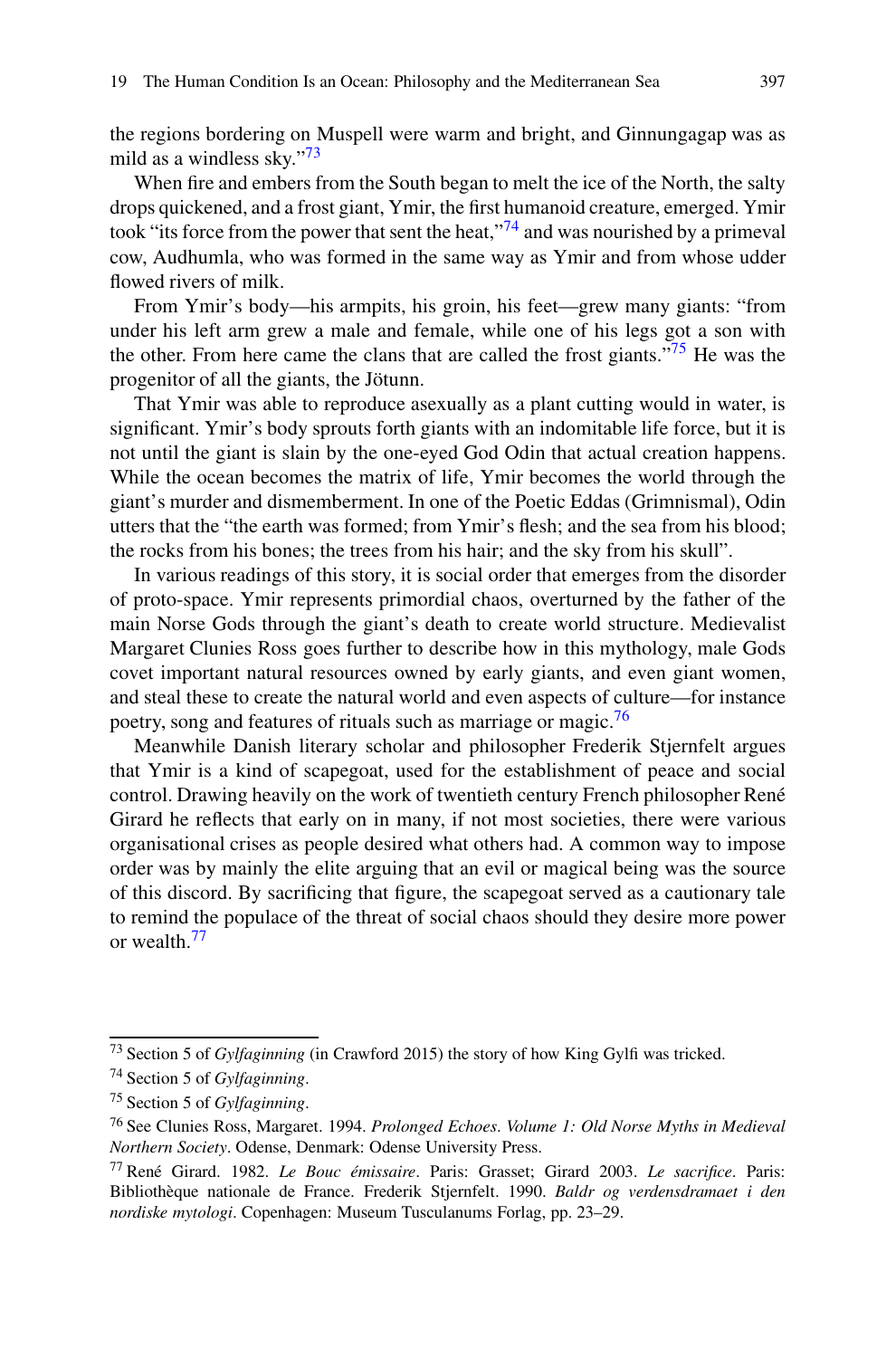the regions bordering on Muspell were warm and bright, and Ginnungagap was as mild as a windless sky."[73]

When fire and embers from the South began to melt the ice of the North, the salty drops quickened, and a frost giant, Ymir, the first humanoid creature, emerged. Ymir took "its force from the power that sent the heat,"[74] and was nourished by a primeval cow, Audhumla, who was formed in the same way as Ymir and from whose udder flowed rivers of milk.

From Ymir's body—his armpits, his groin, his feet—grew many giants: "from under his left arm grew a male and female, while one of his legs got a son with the other. From here came the clans that are called the frost giants."[75] He was the progenitor of all the giants, the Jötunn.

That Ymir was able to reproduce asexually as a plant cutting would in water, is significant. Ymir's body sprouts forth giants with an indomitable life force, but it is not until the giant is slain by the one-eyed God Odin that actual creation happens. While the ocean becomes the matrix of life, Ymir becomes the world through the giant's murder and dismemberment. In one of the Poetic Eddas (Grimnismal), Odin utters that the "the earth was formed; from Ymir's flesh; and the sea from his blood; the rocks from his bones; the trees from his hair; and the sky from his skull".

In various readings of this story, it is social order that emerges from the disorder of proto-space. Ymir represents primordial chaos, overturned by the father of the main Norse Gods through the giant's death to create world structure. Medievalist Margaret Clunies Ross goes further to describe how in this mythology, male Gods covet important natural resources owned by early giants, and even giant women, and steal these to create the natural world and even aspects of culture—for instance poetry, song and features of rituals such as marriage or magic.[76]

Meanwhile Danish literary scholar and philosopher Frederik Stjernfelt argues that Ymir is a kind of scapegoat, used for the establishment of peace and social control. Drawing heavily on the work of twentieth century French philosopher René Girard he reflects that early on in many, if not most societies, there were various organisational crises as people desired what others had. A common way to impose order was by mainly the elite arguing that an evil or magical being was the source of this discord. By sacrificing that figure, the scapegoat served as a cautionary tale to remind the populace of the threat of social chaos should they desire more power or wealth.[77]

---

[73] Section 5 of *Gylfaginning* (in Crawford 2015) the story of how King Gylfi was tricked.

[74] Section 5 of *Gylfaginning*.

[75] Section 5 of *Gylfaginning*.

[76] See Clunies Ross, Margaret. 1994. *Prolonged Echoes. Volume 1: Old Norse Myths in Medieval Northern Society*. Odense, Denmark: Odense University Press.

[77] René Girard. 1982. *Le Bouc émissaire*. Paris: Grasset; Girard 2003. *Le sacrifice*. Paris: Bibliothèque nationale de France. Frederik Stjernfelt. 1990. *Baldr og verdensdramaet i den nordiske mytologi*. Copenhagen: Museum Tusculanums Forlag, pp. 23–29.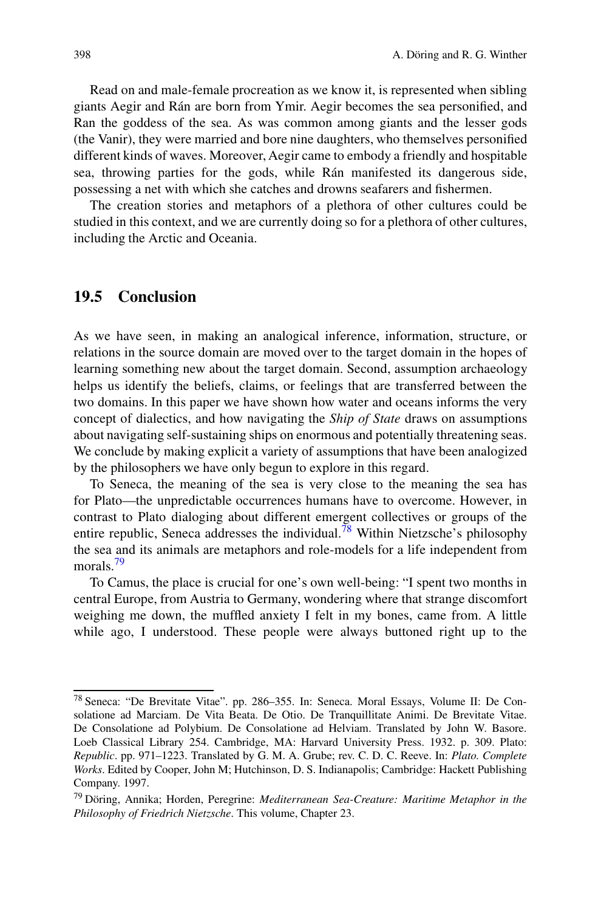Read on and male-female procreation as we know it, is represented when sibling giants Aegir and Rán are born from Ymir. Aegir becomes the sea personified, and Ran the goddess of the sea. As was common among giants and the lesser gods (the Vanir), they were married and bore nine daughters, who themselves personified different kinds of waves. Moreover, Aegir came to embody a friendly and hospitable sea, throwing parties for the gods, while Rán manifested its dangerous side, possessing a net with which she catches and drowns seafarers and fishermen.

The creation stories and metaphors of a plethora of other cultures could be studied in this context, and we are currently doing so for a plethora of other cultures, including the Arctic and Oceania.

## 19.5 Conclusion

As we have seen, in making an analogical inference, information, structure, or relations in the source domain are moved over to the target domain in the hopes of learning something new about the target domain. Second, assumption archaeology helps us identify the beliefs, claims, or feelings that are transferred between the two domains. In this paper we have shown how water and oceans informs the very concept of dialectics, and how navigating the *Ship of State* draws on assumptions about navigating self-sustaining ships on enormous and potentially threatening seas. We conclude by making explicit a variety of assumptions that have been analogized by the philosophers we have only begun to explore in this regard.

To Seneca, the meaning of the sea is very close to the meaning the sea has for Plato—the unpredictable occurrences humans have to overcome. However, in contrast to Plato dialoging about different emergent collectives or groups of the entire republic, Seneca addresses the individual.[78] Within Nietzsche's philosophy the sea and its animals are metaphors and role-models for a life independent from morals.[79]

To Camus, the place is crucial for one's own well-being: "I spent two months in central Europe, from Austria to Germany, wondering where that strange discomfort weighing me down, the muffled anxiety I felt in my bones, came from. A little while ago, I understood. These people were always buttoned right up to the

---

[78] Seneca: "De Brevitate Vitae". pp. 286–355. In: Seneca. Moral Essays, Volume II: De Consolatione ad Marciam. De Vita Beata. De Otio. De Tranquillitate Animi. De Brevitate Vitae. De Consolatione ad Polybium. De Consolatione ad Helviam. Translated by John W. Basore. Loeb Classical Library 254. Cambridge, MA: Harvard University Press. 1932. p. 309. Plato: *Republic*. pp. 971–1223. Translated by G. M. A. Grube; rev. C. D. C. Reeve. In: *Plato. Complete Works*. Edited by Cooper, John M; Hutchinson, D. S. Indianapolis; Cambridge: Hackett Publishing Company. 1997.

[79] Döring, Annika; Horden, Peregrine: *Mediterranean Sea-Creature: Maritime Metaphor in the Philosophy of Friedrich Nietzsche*. This volume, Chapter 23.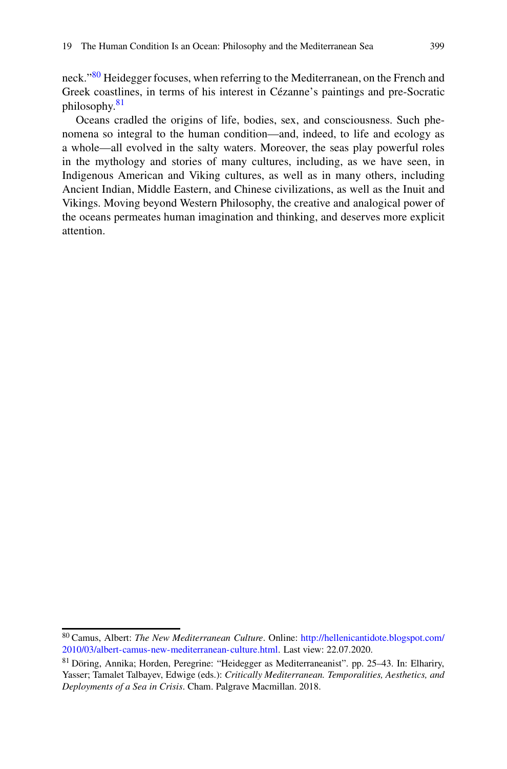neck."[80] Heidegger focuses, when referring to the Mediterranean, on the French and Greek coastlines, in terms of his interest in Cézanne's paintings and pre-Socratic philosophy.[81]

Oceans cradled the origins of life, bodies, sex, and consciousness. Such phenomena so integral to the human condition—and, indeed, to life and ecology as a whole—all evolved in the salty waters. Moreover, the seas play powerful roles in the mythology and stories of many cultures, including, as we have seen, in Indigenous American and Viking cultures, as well as in many others, including Ancient Indian, Middle Eastern, and Chinese civilizations, as well as the Inuit and Vikings. Moving beyond Western Philosophy, the creative and analogical power of the oceans permeates human imagination and thinking, and deserves more explicit attention.

---

[80] Camus, Albert: *The New Mediterranean Culture*. Online: http://hellenicantidote.blogspot.com/2010/03/albert-camus-new-mediterranean-culture.html. Last view: 22.07.2020.

[81] Döring, Annika; Horden, Peregrine: "Heidegger as Mediterraneanist". pp. 25–43. In: Elhariry, Yasser; Tamalet Talbayev, Edwige (eds.): *Critically Mediterranean. Temporalities, Aesthetics, and Deployments of a Sea in Crisis*. Cham. Palgrave Macmillan. 2018.